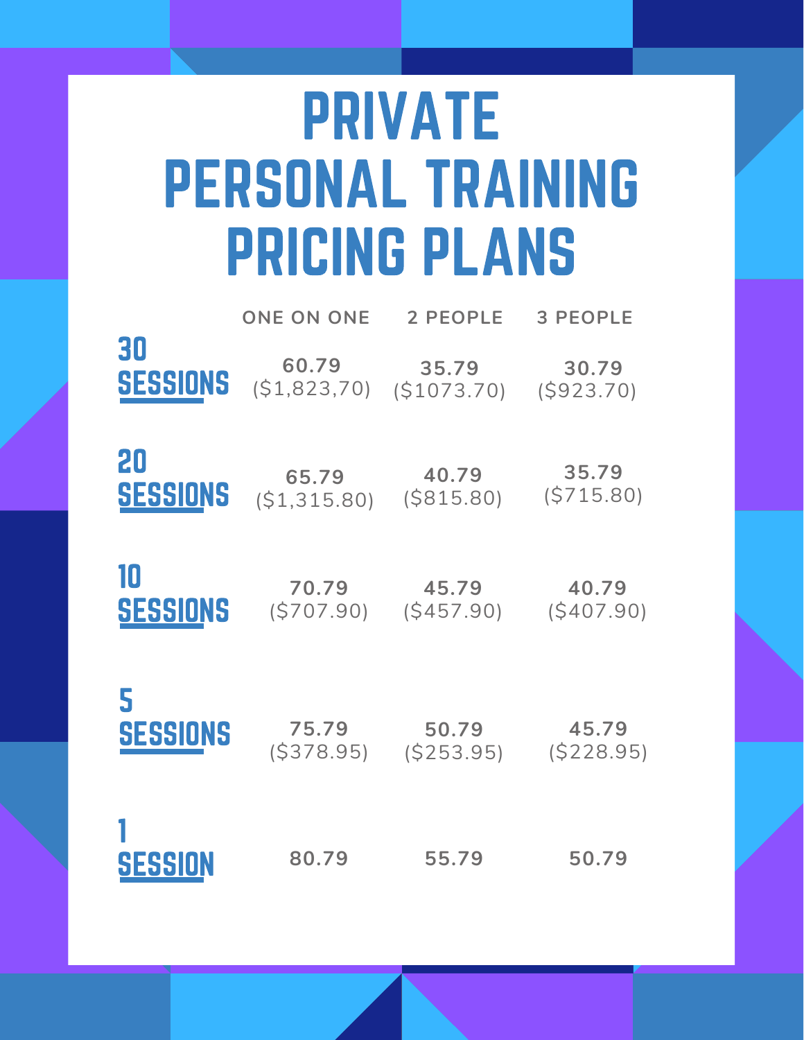# PRIVATE PERSONAL TRAINING PRICING PLANS

| | ONE ON ONE | 2 PEOPLE | 3 PEOPLE |
|---|---|---|---|
| **30 SESSIONS** | **60.79** ($1,823,70) | **35.79** ($1073.70) | **30.79** ($923.70) |
| **20 SESSIONS** | **65.79** ($1,315.80) | **40.79** ($815.80) | **35.79** ($715.80) |
| **10 SESSIONS** | **70.79** ($707.90) | **45.79** ($457.90) | **40.79** ($407.90) |
| **5 SESSIONS** | **75.79** ($378.95) | **50.79** ($253.95) | **45.79** ($228.95) |
| **1 SESSION** | **80.79** | **55.79** | **50.79** |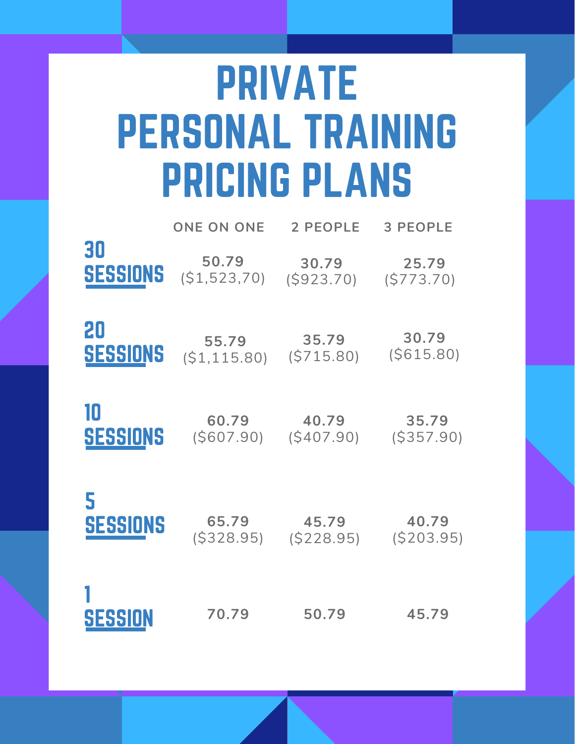# PRIVATE PERSONAL TRAINING PRICING PLANS

| | ONE ON ONE | 2 PEOPLE | 3 PEOPLE |
|---|---|---|---|
| 30 SESSIONS | 50.79 ($1,523,70) | 30.79 ($923.70) | 25.79 ($773.70) |
| 20 SESSIONS | 55.79 ($1,115.80) | 35.79 ($715.80) | 30.79 ($615.80) |
| 10 SESSIONS | 60.79 ($607.90) | 40.79 ($407.90) | 35.79 ($357.90) |
| 5 SESSIONS | 65.79 ($328.95) | 45.79 ($228.95) | 40.79 ($203.95) |
| 1 SESSION | 70.79 | 50.79 | 45.79 |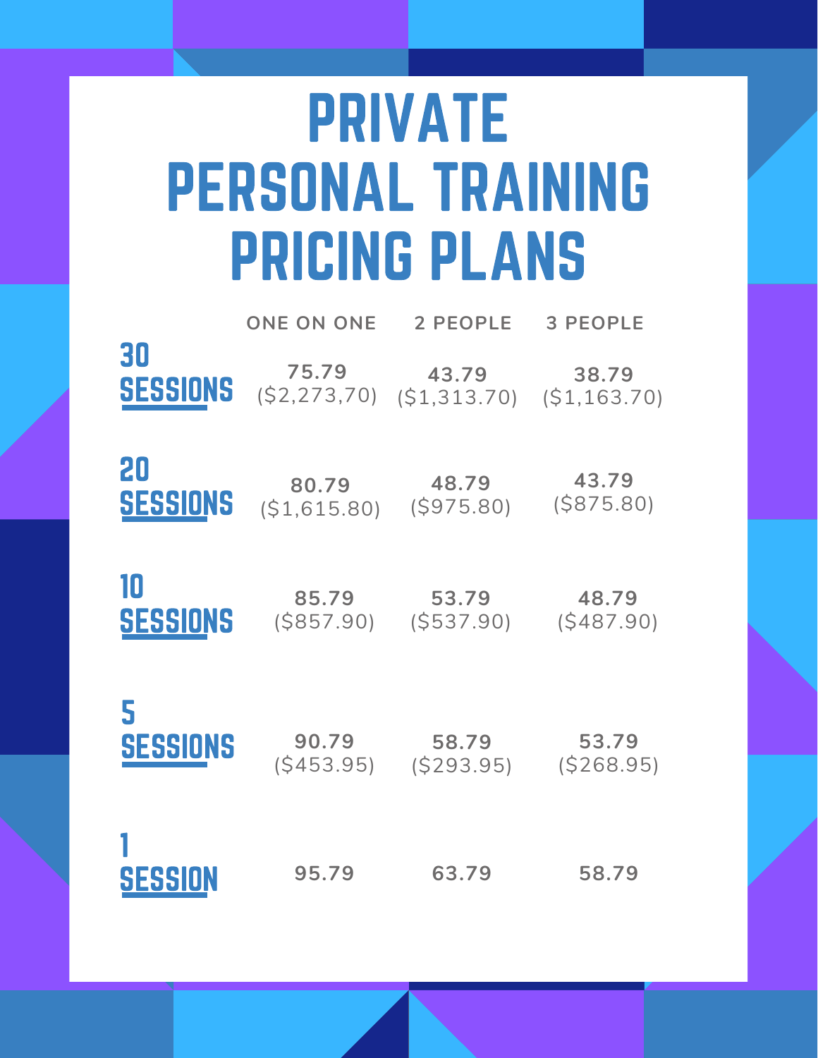# PRIVATE PERSONAL TRAINING PRICING PLANS

| | ONE ON ONE | 2 PEOPLE | 3 PEOPLE |
|---|---|---|---|
| **30 SESSIONS** | **75.79** ($2,273,70) | **43.79** ($1,313.70) | **38.79** ($1,163.70) |
| **20 SESSIONS** | **80.79** ($1,615.80) | **48.79** ($975.80) | **43.79** ($875.80) |
| **10 SESSIONS** | **85.79** ($857.90) | **53.79** ($537.90) | **48.79** ($487.90) |
| **5 SESSIONS** | **90.79** ($453.95) | **58.79** ($293.95) | **53.79** ($268.95) |
| **1 SESSION** | **95.79** | **63.79** | **58.79** |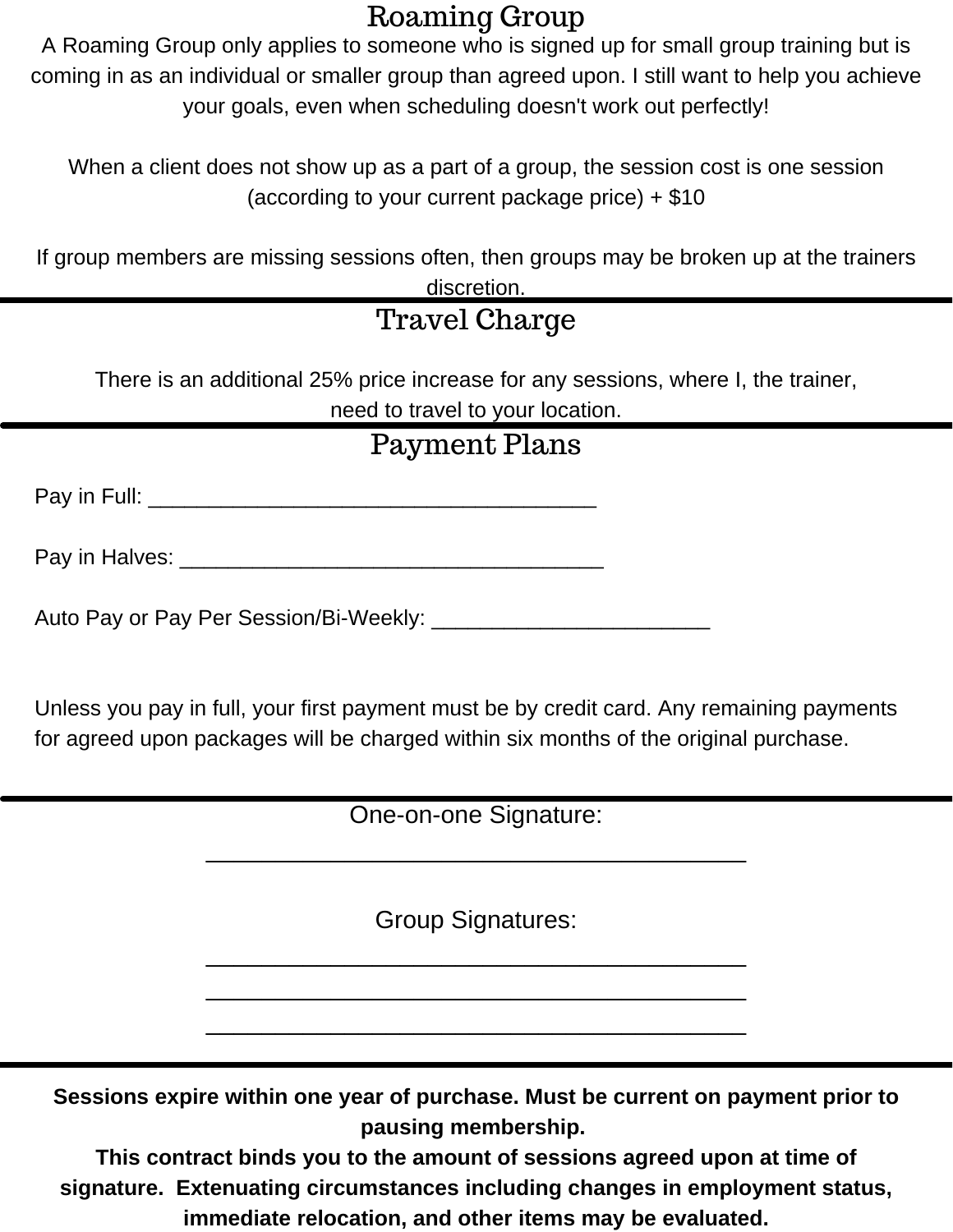## Roaming Group

A Roaming Group only applies to someone who is signed up for small group training but is coming in as an individual or smaller group than agreed upon. I still want to help you achieve your goals, even when scheduling doesn't work out perfectly!

When a client does not show up as a part of a group, the session cost is one session (according to your current package price) + $10

If group members are missing sessions often, then groups may be broken up at the trainers discretion.

---

## Travel Charge

There is an additional 25% price increase for any sessions, where I, the trainer, need to travel to your location.

---

## Payment Plans

Pay in Full: ______________________________________

Pay in Halves: ____________________________________

Auto Pay or Pay Per Session/Bi-Weekly: ________________________

Unless you pay in full, your first payment must be by credit card. Any remaining payments for agreed upon packages will be charged within six months of the original purchase.

---

One-on-one Signature:

__________________________________________

Group Signatures:

__________________________________________

__________________________________________

__________________________________________

---

**Sessions expire within one year of purchase. Must be current on payment prior to pausing membership.**

**This contract binds you to the amount of sessions agreed upon at time of signature. Extenuating circumstances including changes in employment status, immediate relocation, and other items may be evaluated.**